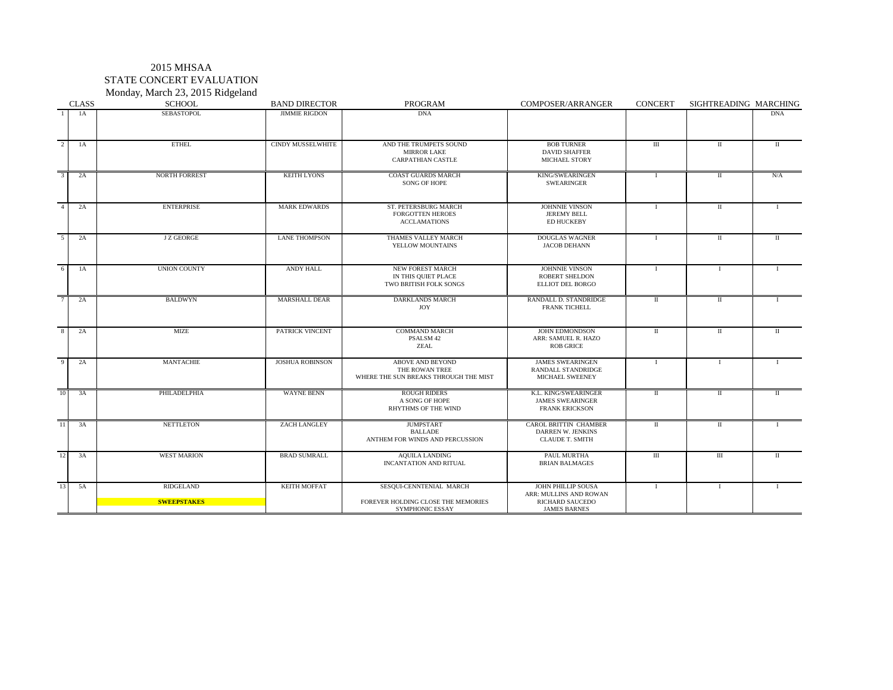# 2015 MHSAA

## STATE CONCERT EVALUATION

Monday, March 23, 2015 Ridgeland

| | CLASS | SCHOOL | BAND DIRECTOR | PROGRAM | COMPOSER/ARRANGER | CONCERT | SIGHTREADING | MARCHING |
|---|---|---|---|---|---|---|---|---|
| 1 | 1A | SEBASTOPOL | JIMMIE RIGDON | DNA | | | | DNA |
| 2 | 1A | ETHEL | CINDY MUSSELWHITE | AND THE TRUMPETS SOUND<br>MIRROR LAKE<br>CARPATHIAN CASTLE | BOB TURNER<br>DAVID SHAFFER<br>MICHAEL STORY | III | II | II |
| 3 | 2A | NORTH FORREST | KEITH LYONS | COAST GUARDS MARCH<br>SONG OF HOPE | KING/SWEARINGEN<br>SWEARINGER | I | II | N/A |
| 4 | 2A | ENTERPRISE | MARK EDWARDS | ST. PETERSBURG MARCH<br>FORGOTTEN HEROES<br>ACCLAMATIONS | JOHNNIE VINSON<br>JEREMY BELL<br>ED HUCKEBY | I | II | I |
| 5 | 2A | J Z GEORGE | LANE THOMPSON | THAMES VALLEY MARCH<br>YELLOW MOUNTAINS | DOUGLAS WAGNER<br>JACOB DEHANN | I | II | II |
| 6 | 1A | UNION COUNTY | ANDY HALL | NEW FOREST MARCH<br>IN THIS QUIET PLACE<br>TWO BRITISH FOLK SONGS | JOHNNIE VINSON<br>ROBERT SHELDON<br>ELLIOT DEL BORGO | I | I | I |
| 7 | 2A | BALDWYN | MARSHALL DEAR | DARKLANDS MARCH<br>JOY | RANDALL D. STANDRIDGE<br>FRANK TICHELL | II | II | I |
| 8 | 2A | MIZE | PATRICK VINCENT | COMMAND MARCH<br>PSALSM 42<br>ZEAL | JOHN EDMONDSON<br>ARR: SAMUEL R. HAZO<br>ROB GRICE | II | II | II |
| 9 | 2A | MANTACHIE | JOSHUA ROBINSON | ABOVE AND BEYOND<br>THE ROWAN TREE<br>WHERE THE SUN BREAKS THROUGH THE MIST | JAMES SWEARINGEN<br>RANDALL STANDRIDGE<br>MICHAEL SWEENEY | I | I | I |
| 10 | 3A | PHILADELPHIA | WAYNE BENN | ROUGH RIDERS<br>A SONG OF HOPE<br>RHYTHMS OF THE WIND | K.L. KING/SWEARINGER<br>JAMES SWEARINGER<br>FRANK ERICKSON | II | II | II |
| 11 | 3A | NETTLETON | ZACH LANGLEY | JUMPSTART<br>BALLADE<br>ANTHEM FOR WINDS AND PERCUSSION | CAROL BRITTIN CHAMBER<br>DARREN W. JENKINS<br>CLAUDE T. SMITH | II | II | I |
| 12 | 3A | WEST MARION | BRAD SUMRALL | AQUILA LANDING<br>INCANTATION AND RITUAL | PAUL MURTHA<br>BRIAN BALMAGES | III | III | II |
| 13 | 5A | RIDGELAND<br>**SWEEPSTAKES** | KEITH MOFFAT | SESQUI-CENNTENIAL MARCH<br>FOREVER HOLDING CLOSE THE MEMORIES<br>SYMPHONIC ESSAY | JOHN PHILLIP SOUSA<br>ARR: MULLINS AND ROWAN<br>RICHARD SAUCEDO<br>JAMES BARNES | I | I | I |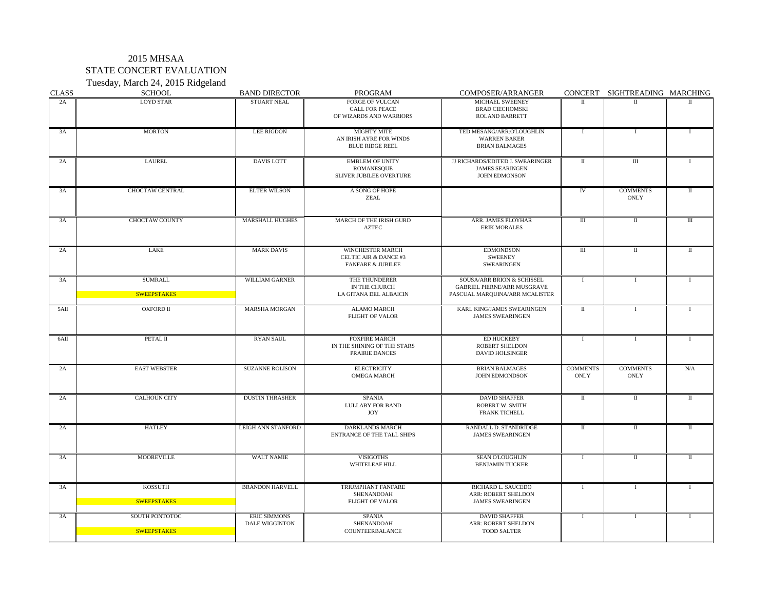2015 MHSAA
STATE CONCERT EVALUATION
Tuesday, March 24, 2015 Ridgeland

| CLASS | SCHOOL | BAND DIRECTOR | PROGRAM | COMPOSER/ARRANGER | CONCERT | SIGHTREADING | MARCHING |
|---|---|---|---|---|---|---|---|
| 2A | LOYD STAR | STUART NEAL | FORGE OF VULCAN<br>CALL FOR PEACE<br>OF WIZARDS AND WARRIORS | MICHAEL SWEENEY<br>BRAD CIECHOMSKI<br>ROLAND BARRETT | II | II | II |
| 3A | MORTON | LEE RIGDON | MIGHTY MITE<br>AN IRISH AYRE FOR WINDS<br>BLUE RIDGE REEL | TED MESANG/ARR:O'LOUGHLIN<br>WARREN BAKER<br>BRIAN BALMAGES | I | I | I |
| 2A | LAUREL | DAVIS LOTT | EMBLEM OF UNITY<br>ROMANESQUE<br>SLIVER JUBILEE OVERTURE | JJ RICHARDS/EDITED J. SWEARINGER<br>JAMES SEARINGEN<br>JOHN EDMONSON | II | III | I |
| 3A | CHOCTAW CENTRAL | ELTER WILSON | A SONG OF HOPE<br>ZEAL | | IV | COMMENTS ONLY | II |
| 3A | CHOCTAW COUNTY | MARSHALL HUGHES | MARCH OF THE IRISH GURD<br>AZTEC | ARR. JAMES PLOYHAR<br>ERIK MORALES | III | II | III |
| 2A | LAKE | MARK DAVIS | WINCHESTER MARCH<br>CELTIC AIR & DANCE #3<br>FANFARE & JUBILEE | EDMONDSON<br>SWEENEY<br>SWEARINGEN | III | II | II |
| 3A | SUMRALL<br>SWEEPSTAKES | WILLIAM GARNER | THE THUNDERER<br>IN THE CHURCH<br>LA GITANA DEL ALBAICIN | SOUSA/ARR BRION & SCHISSEL<br>GABRIEL PIERNE/ARR MUSGRAVE<br>PASCUAL MARQUINA/ARR MCALISTER | I | I | I |
| 5AII | OXFORD II | MARSHA MORGAN | ALAMO MARCH<br>FLIGHT OF VALOR | KARL KING/JAMES SWEARINGEN<br>JAMES SWEARINGEN | II | I | I |
| 6AII | PETAL II | RYAN SAUL | FOXFIRE MARCH<br>IN THE SHINING OF THE STARS<br>PRAIRIE DANCES | ED HUCKEBY<br>ROBERT SHELDON<br>DAVID HOLSINGER | I | I | I |
| 2A | EAST WEBSTER | SUZANNE ROLISON | ELECTRICITY<br>OMEGA MARCH | BRIAN BALMAGES<br>JOHN EDMONDSON | COMMENTS ONLY | COMMENTS ONLY | N/A |
| 2A | CALHOUN CITY | DUSTIN THRASHER | SPANIA<br>LULLABY FOR BAND<br>JOY | DAVID SHAFFER<br>ROBERT W. SMITH<br>FRANK TICHELL | II | II | II |
| 2A | HATLEY | LEIGH ANN STANFORD | DARKLANDS MARCH<br>ENTRANCE OF THE TALL SHIPS | RANDALL D. STANDRIDGE<br>JAMES SWEARINGEN | II | II | II |
| 3A | MOOREVILLE | WALT NAMIE | VISIGOTHS<br>WHITELEAF HILL | SEAN O'LOUGHLIN<br>BENJAMIN TUCKER | I | II | II |
| 3A | KOSSUTH<br>SWEEPSTAKES | BRANDON HARVELL | TRIUMPHANT FANFARE<br>SHENANDOAH<br>FLIGHT OF VALOR | RICHARD L. SAUCEDO<br>ARR: ROBERT SHELDON<br>JAMES SWEARINGEN | I | I | I |
| 3A | SOUTH PONTOTOC<br>SWEEPSTAKES | ERIC SIMMONS<br>DALE WIGGINTON | SPANIA<br>SHENANDOAH<br>COUNTEERBALANCE | DAVID SHAFFER<br>ARR: ROBERT SHELDON<br>TODD SALTER | I | I | I |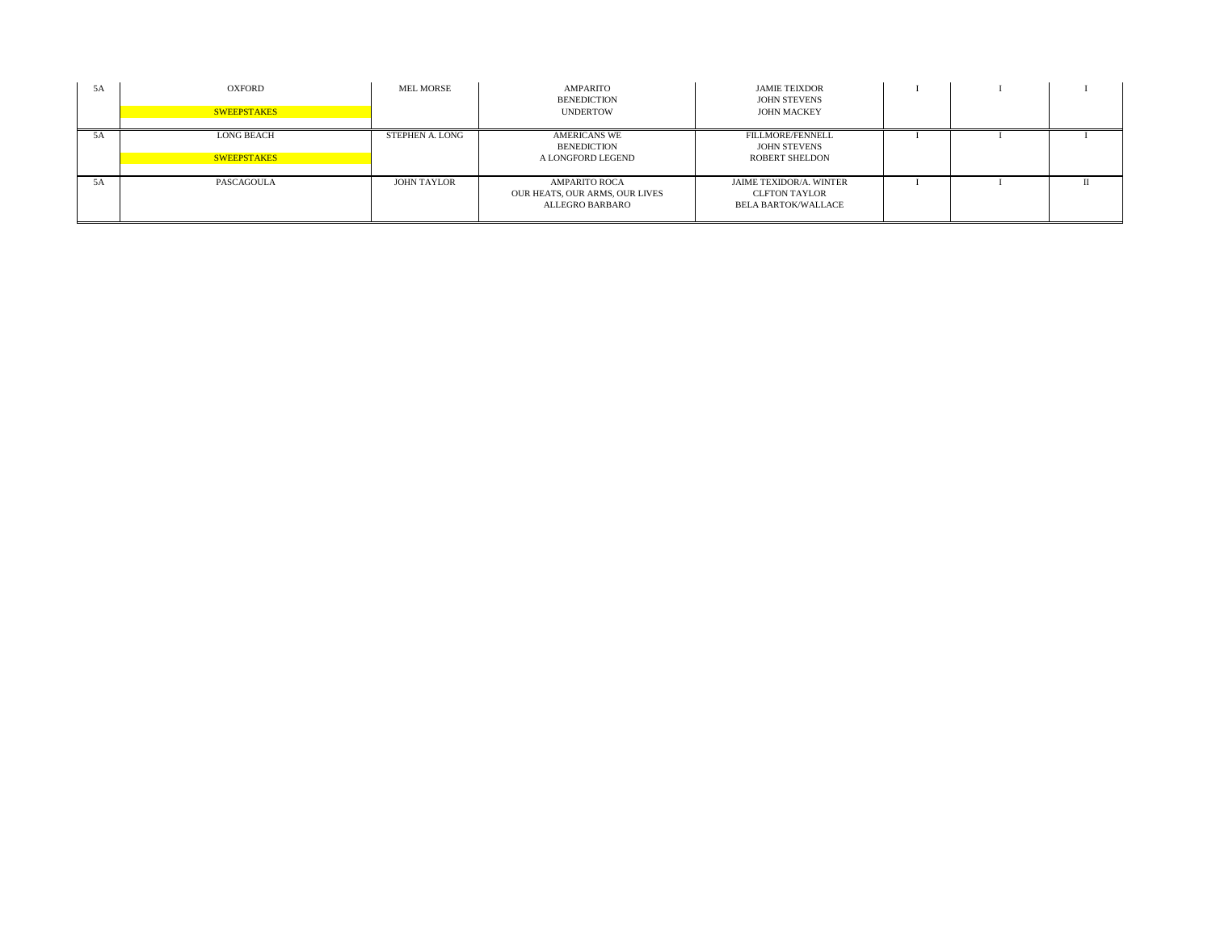|  |  |  |  |  |  |  |  |
|---|---|---|---|---|---|---|---|
| 5A | OXFORD<br>SWEEPSTAKES | MEL MORSE | AMPARITO<br>BENEDICTION<br>UNDERTOW | JAMIE TEIXDOR<br>JOHN STEVENS<br>JOHN MACKEY | I | I | I |
| 5A | LONG BEACH<br>SWEEPSTAKES | STEPHEN A. LONG | AMERICANS WE<br>BENEDICTION<br>A LONGFORD LEGEND | FILLMORE/FENNELL<br>JOHN STEVENS<br>ROBERT SHELDON | I | I | I |
| 5A | PASCAGOULA | JOHN TAYLOR | AMPARITO ROCA<br>OUR HEATS, OUR ARMS, OUR LIVES<br>ALLEGRO BARBARO | JAIME TEXIDOR/A. WINTER<br>CLFTON TAYLOR<br>BELA BARTOK/WALLACE | I | I | II |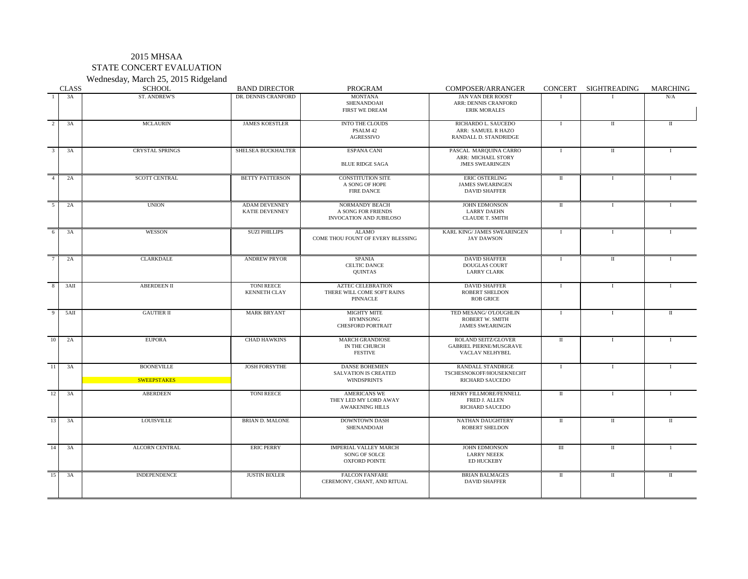2015 MHSAA

STATE CONCERT EVALUATION

Wednesday, March 25, 2015 Ridgeland

| | CLASS | SCHOOL | BAND DIRECTOR | PROGRAM | COMPOSER/ARRANGER | CONCERT | SIGHTREADING | MARCHING |
|---|---|---|---|---|---|---|---|---|
| 1 | 3A | ST. ANDREW'S | DR. DENNIS CRANFORD | MONTANA<br>SHENANDOAH<br>FIRST WE DREAM | JAN VAN DER ROOST<br>ARR: DENNIS CRANFORD<br>ERIK MORALES | I | I | N/A |
| 2 | 3A | MCLAURIN | JAMES KOESTLER | INTO THE CLOUDS<br>PSALM 42<br>AGRESSIVO | RICHARDO L. SAUCEDO<br>ARR: SAMUEL R HAZO<br>RANDALL D. STANDRIDGE | I | II | II |
| 3 | 3A | CRYSTAL SPRINGS | SHELSEA BUCKHALTER | ESPANA CANI<br><br>BLUE RIDGE SAGA | PASCAL MARQUINA CARRO<br>ARR: MICHAEL STORY<br>JMES SWEARINGEN | I | II | I |
| 4 | 2A | SCOTT CENTRAL | BETTY PATTERSON | CONSTITUTION SITE<br>A SONG OF HOPE<br>FIRE DANCE | ERIC OSTERLING<br>JAMES SWEARINGEN<br>DAVID SHAFFER | II | I | I |
| 5 | 2A | UNION | ADAM DEVENNEY<br>KATIE DEVENNEY | NORMANDY BEACH<br>A SONG FOR FRIENDS<br>INVOCATION AND JUBILOSO | JOHN EDMONSON<br>LARRY DAEHN<br>CLAUDE T. SMITH | II | I | I |
| 6 | 3A | WESSON | SUZI PHILLIPS | ALAMO<br>COME THOU FOUNT OF EVERY BLESSING | KARL KING/ JAMES SWEARINGEN<br>JAY DAWSON | I | I | I |
| 7 | 2A | CLARKDALE | ANDREW PRYOR | SPANIA<br>CELTIC DANCE<br>QUINTAS | DAVID SHAFFER<br>DOUGLAS COURT<br>LARRY CLARK | I | II | I |
| 8 | 3AII | ABERDEEN II | TONI REECE<br>KENNETH CLAY | AZTEC CELEBRATION<br>THERE WILL COME SOFT RAINS<br>PINNACLE | DAVID SHAFFER<br>ROBERT SHELDON<br>ROB GRICE | I | I | I |
| 9 | 5AII | GAUTIER II | MARK BRYANT | MIGHTY MITE<br>HYMNSONG<br>CHESFORD PORTRAIT | TED MESANG/ O'LOUGHLIN<br>ROBERT W. SMITH<br>JAMES SWEARINGIN | I | I | II |
| 10 | 2A | EUPORA | CHAD HAWKINS | MARCH GRANDIOSE<br>IN THE CHURCH<br>FESTIVE | ROLAND SEITZ/GLOVER<br>GABRIEL PIERNE/MUSGRAVE<br>VACLAV NELHYBEL | II | I | I |
| 11 | 3A | BOONEVILLE<br><br>SWEEPSTAKES | JOSH FORSYTHE | DANSE BOHEMIEN<br>SALVATION IS CREATED<br>WINDSPRINTS | RANDALL STANDRIGE<br>TSCHESNOKOFF/HOUSEKNECHT<br>RICHARD SAUCEDO | I | I | I |
| 12 | 3A | ABERDEEN | TONI REECE | AMERICANS WE<br>THEY LED MY LORD AWAY<br>AWAKENING HILLS | HENRY FILLMORE/FENNELL<br>FRED J. ALLEN<br>RICHARD SAUCEDO | II | I | I |
| 13 | 3A | LOUISVILLE | BRIAN D. MALONE | DOWNTOWN DASH<br>SHENANDOAH | NATHAN DAUGHTERY<br>ROBERT SHELDON | II | II | II |
| 14 | 3A | ALCORN CENTRAL | ERIC PERRY | IMPERIAL VALLEY MARCH<br>SONG OF SOLCE<br>OXFORD POINTE | JOHN EDMONSON<br>LARRY NEEEK<br>ED HUCKEBY | III | II | I |
| 15 | 3A | INDEPENDENCE | JUSTIN BIXLER | FALCON FANFARE<br>CEREMONY, CHANT, AND RITUAL | BRIAN BALMAGES<br>DAVID SHAFFER | II | II | II |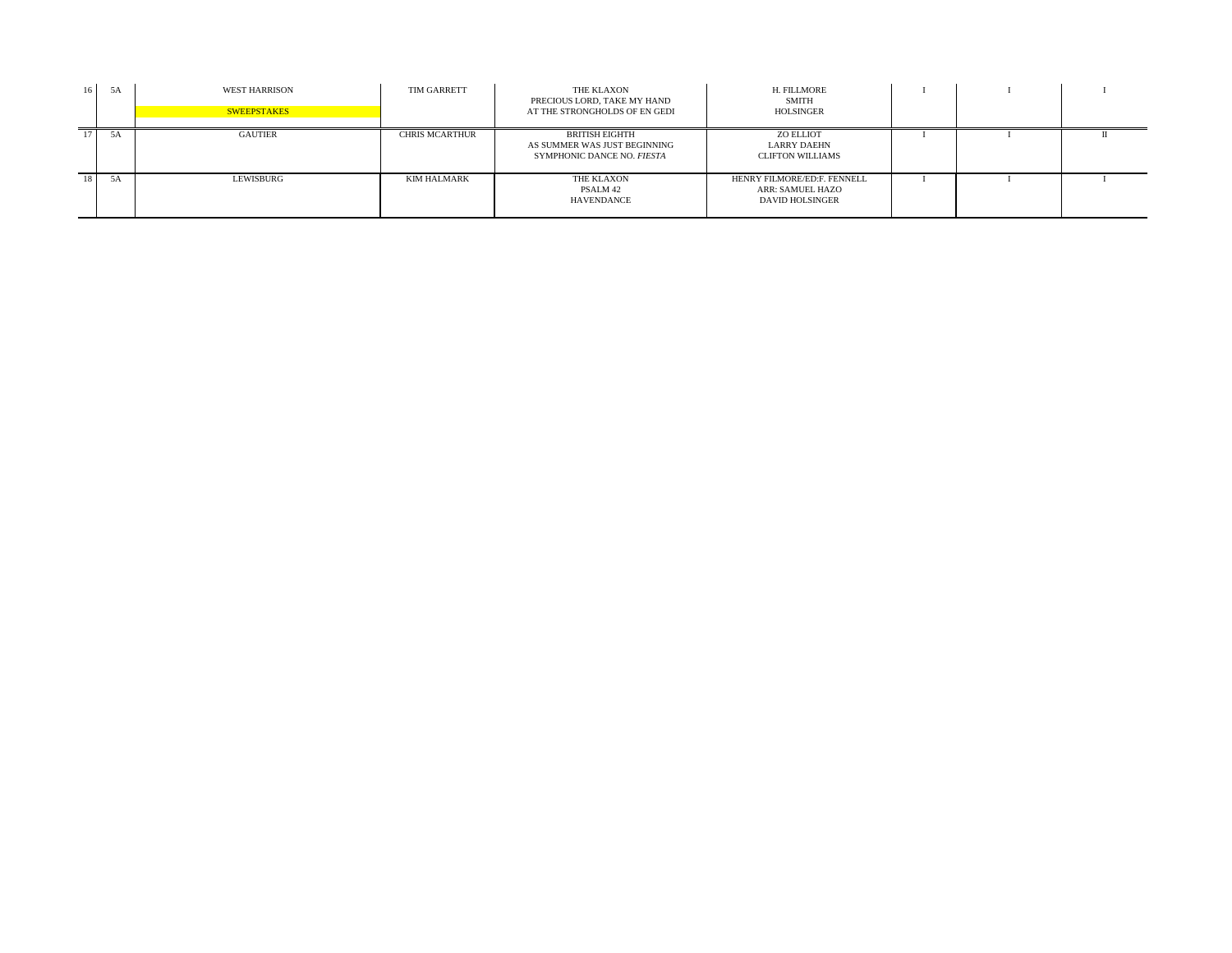| | | | | | | | | |
|---|---|---|---|---|---|---|---|---|
| 16 | 5A | WEST HARRISON<br><br>SWEEPSTAKES | TIM GARRETT | THE KLAXON<br>PRECIOUS LORD, TAKE MY HAND<br>AT THE STRONGHOLDS OF EN GEDI | H. FILLMORE<br>SMITH<br>HOLSINGER | I | I | I |
| 17 | 5A | GAUTIER | CHRIS MCARTHUR | BRITISH EIGHTH<br>AS SUMMER WAS JUST BEGINNING<br>SYMPHONIC DANCE NO. *FIESTA* | ZO ELLIOT<br>LARRY DAEHN<br>CLIFTON WILLIAMS | I | I | II |
| 18 | 5A | LEWISBURG | KIM HALMARK | THE KLAXON<br>PSALM 42<br>HAVENDANCE | HENRY FILMORE/ED:F. FENNELL<br>ARR: SAMUEL HAZO<br>DAVID HOLSINGER | I | I | I |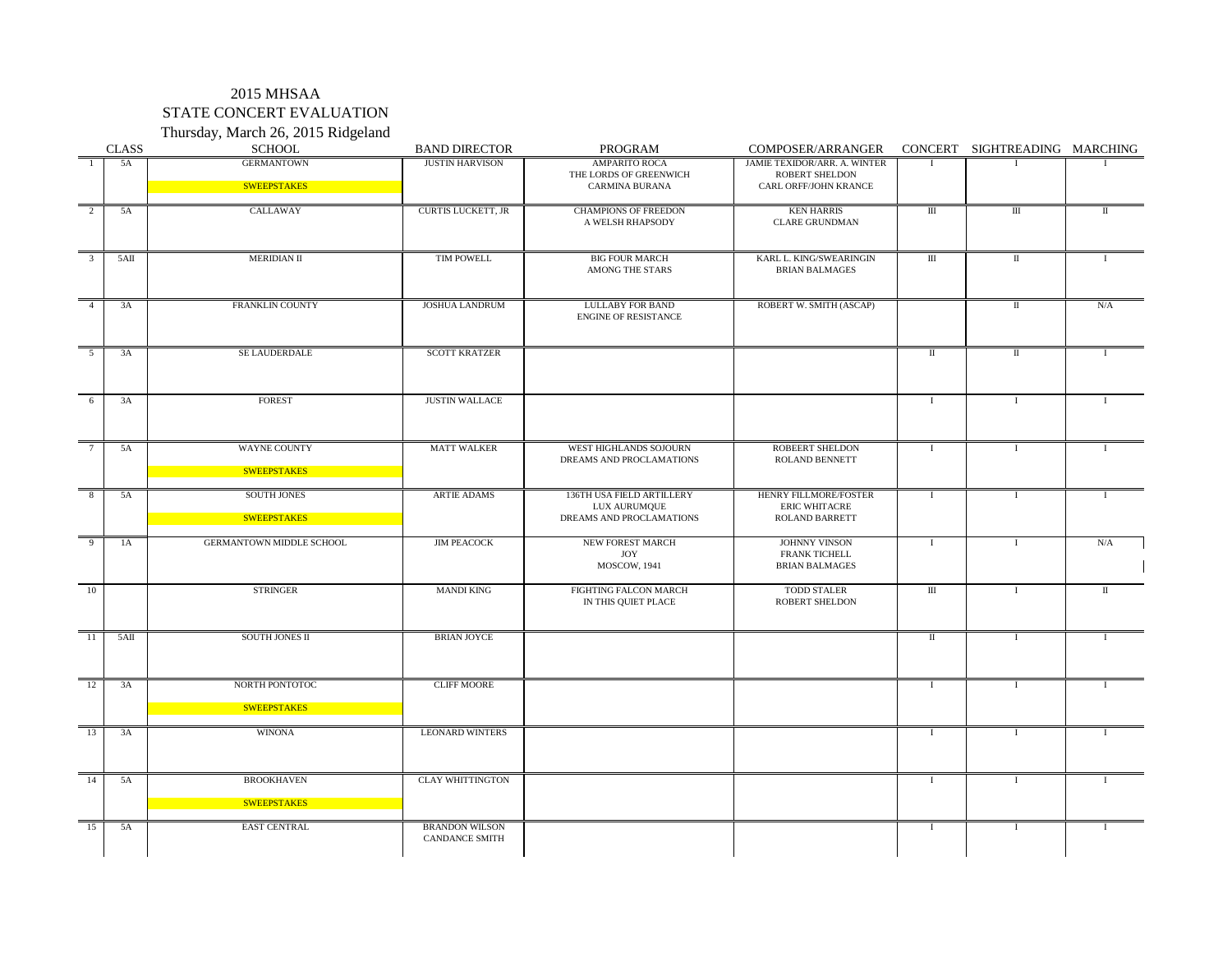2015 MHSAA

STATE CONCERT EVALUATION

Thursday, March 26, 2015 Ridgeland

| | CLASS | SCHOOL | BAND DIRECTOR | PROGRAM | COMPOSER/ARRANGER | CONCERT | SIGHTREADING | MARCHING |
|---|---|---|---|---|---|---|---|---|
| 1 | 5A | GERMANTOWN<br>SWEEPSTAKES | JUSTIN HARVISON | AMPARITO ROCA<br>THE LORDS OF GREENWICH<br>CARMINA BURANA | JAMIE TEXIDOR/ARR. A. WINTER<br>ROBERT SHELDON<br>CARL ORFF/JOHN KRANCE | I | I | I |
| 2 | 5A | CALLAWAY | CURTIS LUCKETT, JR | CHAMPIONS OF FREEDON<br>A WELSH RHAPSODY | KEN HARRIS<br>CLARE GRUNDMAN | III | III | II |
| 3 | 5AII | MERIDIAN II | TIM POWELL | BIG FOUR MARCH<br>AMONG THE STARS | KARL L. KING/SWEARINGIN<br>BRIAN BALMAGES | III | II | I |
| 4 | 3A | FRANKLIN COUNTY | JOSHUA LANDRUM | LULLABY FOR BAND<br>ENGINE OF RESISTANCE | ROBERT W. SMITH (ASCAP) | | II | N/A |
| 5 | 3A | SE LAUDERDALE | SCOTT KRATZER | | | II | II | I |
| 6 | 3A | FOREST | JUSTIN WALLACE | | | I | I | I |
| 7 | 5A | WAYNE COUNTY<br>SWEEPSTAKES | MATT WALKER | WEST HIGHLANDS SOJOURN<br>DREAMS AND PROCLAMATIONS | ROBEERT SHELDON<br>ROLAND BENNETT | I | I | I |
| 8 | 5A | SOUTH JONES<br>SWEEPSTAKES | ARTIE ADAMS | 136TH USA FIELD ARTILLERY<br>LUX AURUMQUE<br>DREAMS AND PROCLAMATIONS | HENRY FILLMORE/FOSTER<br>ERIC WHITACRE<br>ROLAND BARRETT | I | I | I |
| 9 | 1A | GERMANTOWN MIDDLE SCHOOL | JIM PEACOCK | NEW FOREST MARCH<br>JOY<br>MOSCOW, 1941 | JOHNNY VINSON<br>FRANK TICHELL<br>BRIAN BALMAGES | I | I | N/A |
| 10 | | STRINGER | MANDI KING | FIGHTING FALCON MARCH<br>IN THIS QUIET PLACE | TODD STALER<br>ROBERT SHELDON | III | I | II |
| 11 | 5AII | SOUTH JONES II | BRIAN JOYCE | | | II | I | I |
| 12 | 3A | NORTH PONTOTOC<br>SWEEPSTAKES | CLIFF MOORE | | | I | I | I |
| 13 | 3A | WINONA | LEONARD WINTERS | | | I | I | I |
| 14 | 5A | BROOKHAVEN<br>SWEEPSTAKES | CLAY WHITTINGTON | | | I | I | I |
| 15 | 5A | EAST CENTRAL | BRANDON WILSON<br>CANDANCE SMITH | | | I | I | I |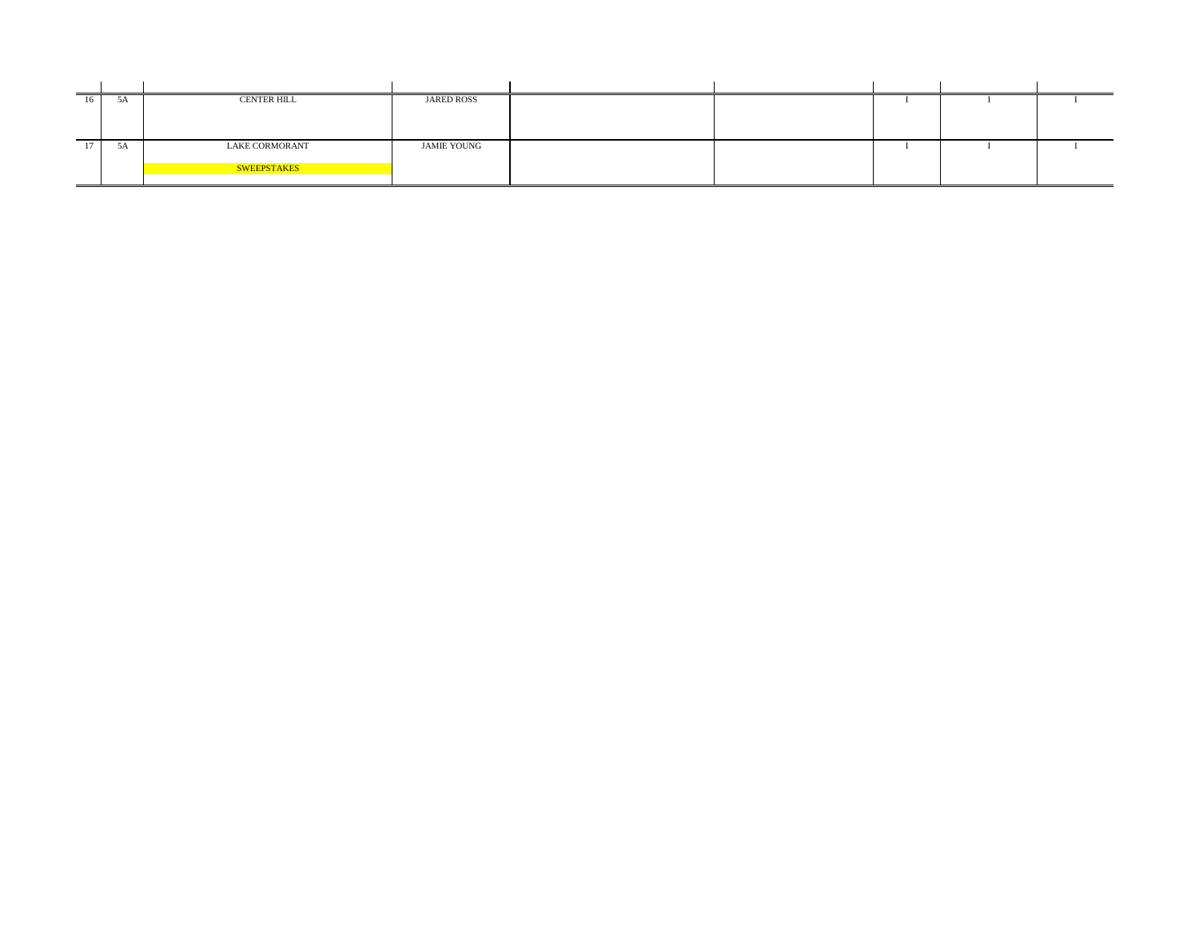| | | | | | | | | |
|---|---|---|---|---|---|---|---|---|
| 16 | 5A | CENTER HILL | JARED ROSS | | | I | I | I |
| 17 | 5A | LAKE CORMORANT<br>SWEEPSTAKES | JAMIE YOUNG | | | I | I | I |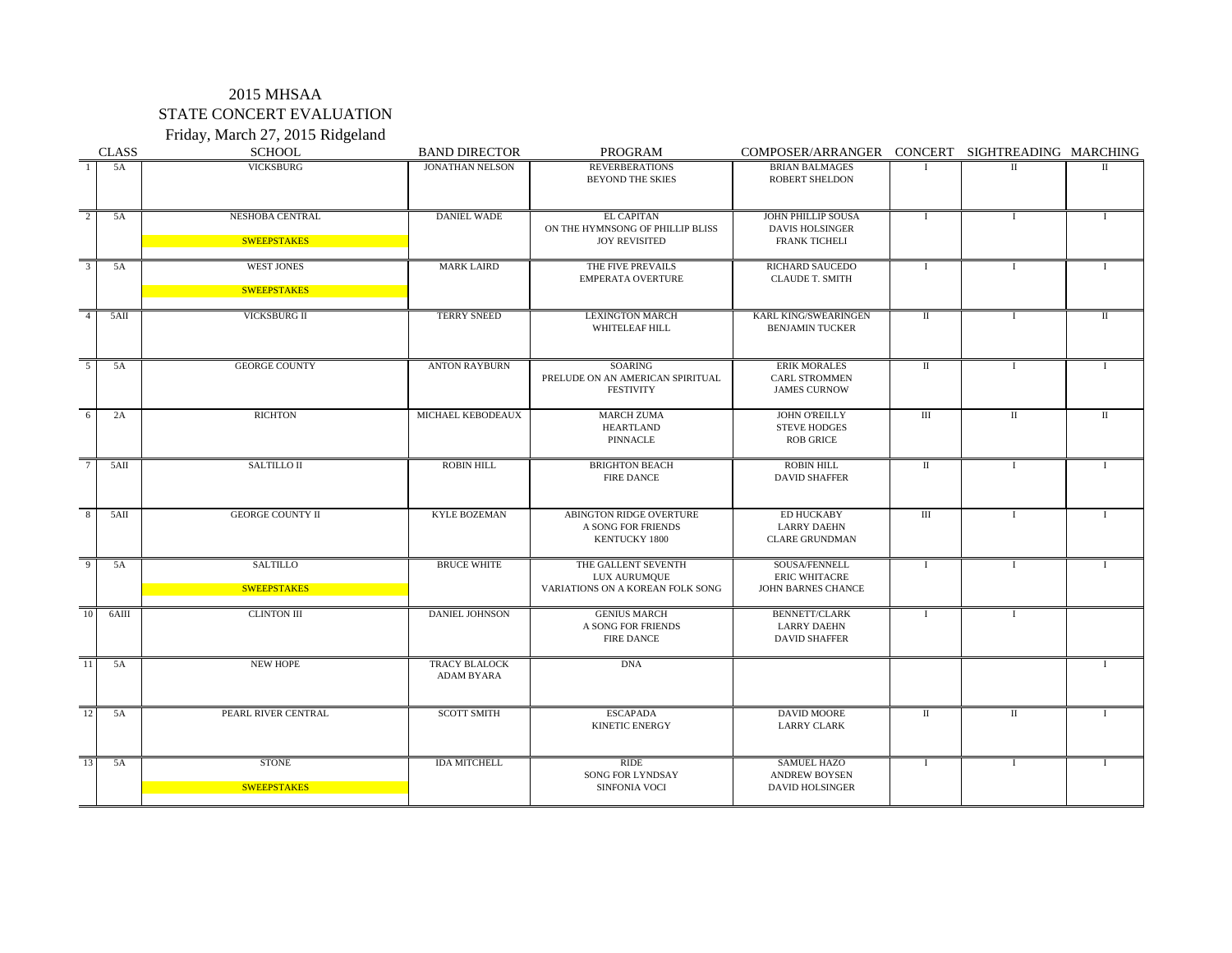# 2015 MHSAA
## STATE CONCERT EVALUATION
### Friday, March 27, 2015 Ridgeland

| | CLASS | SCHOOL | BAND DIRECTOR | PROGRAM | COMPOSER/ARRANGER | CONCERT | SIGHTREADING | MARCHING |
|---|---|---|---|---|---|---|---|---|
| 1 | 5A | VICKSBURG | JONATHAN NELSON | REVERBERATIONS<br>BEYOND THE SKIES | BRIAN BALMAGES<br>ROBERT SHELDON | I | II | II |
| 2 | 5A | NESHOBA CENTRAL<br>SWEEPSTAKES | DANIEL WADE | EL CAPITAN<br>ON THE HYMNSONG OF PHILLIP BLISS<br>JOY REVISITED | JOHN PHILLIP SOUSA<br>DAVIS HOLSINGER<br>FRANK TICHELI | I | I | I |
| 3 | 5A | WEST JONES<br>SWEEPSTAKES | MARK LAIRD | THE FIVE PREVAILS<br>EMPERATA OVERTURE | RICHARD SAUCEDO<br>CLAUDE T. SMITH | I | I | I |
| 4 | 5AII | VICKSBURG II | TERRY SNEED | LEXINGTON MARCH<br>WHITELEAF HILL | KARL KING/SWEARINGEN<br>BENJAMIN TUCKER | II | I | II |
| 5 | 5A | GEORGE COUNTY | ANTON RAYBURN | SOARING<br>PRELUDE ON AN AMERICAN SPIRITUAL<br>FESTIVITY | ERIK MORALES<br>CARL STROMMEN<br>JAMES CURNOW | II | I | I |
| 6 | 2A | RICHTON | MICHAEL KEBODEAUX | MARCH ZUMA<br>HEARTLAND<br>PINNACLE | JOHN O'REILLY<br>STEVE HODGES<br>ROB GRICE | III | II | II |
| 7 | 5AII | SALTILLO II | ROBIN HILL | BRIGHTON BEACH<br>FIRE DANCE | ROBIN HILL<br>DAVID SHAFFER | II | I | I |
| 8 | 5AII | GEORGE COUNTY II | KYLE BOZEMAN | ABINGTON RIDGE OVERTURE<br>A SONG FOR FRIENDS<br>KENTUCKY 1800 | ED HUCKABY<br>LARRY DAEHN<br>CLARE GRUNDMAN | III | I | I |
| 9 | 5A | SALTILLO<br>SWEEPSTAKES | BRUCE WHITE | THE GALLENT SEVENTH<br>LUX AURUMQUE<br>VARIATIONS ON A KOREAN FOLK SONG | SOUSA/FENNELL<br>ERIC WHITACRE<br>JOHN BARNES CHANCE | I | I | I |
| 10 | 6AIII | CLINTON III | DANIEL JOHNSON | GENIUS MARCH<br>A SONG FOR FRIENDS<br>FIRE DANCE | BENNETT/CLARK<br>LARRY DAEHN<br>DAVID SHAFFER | I | I | |
| 11 | 5A | NEW HOPE | TRACY BLALOCK<br>ADAM BYARA | DNA | | | | I |
| 12 | 5A | PEARL RIVER CENTRAL | SCOTT SMITH | ESCAPADA<br>KINETIC ENERGY | DAVID MOORE<br>LARRY CLARK | II | II | I |
| 13 | 5A | STONE<br>SWEEPSTAKES | IDA MITCHELL | RIDE<br>SONG FOR LYNDSAY<br>SINFONIA VOCI | SAMUEL HAZO<br>ANDREW BOYSEN<br>DAVID HOLSINGER | I | I | I |